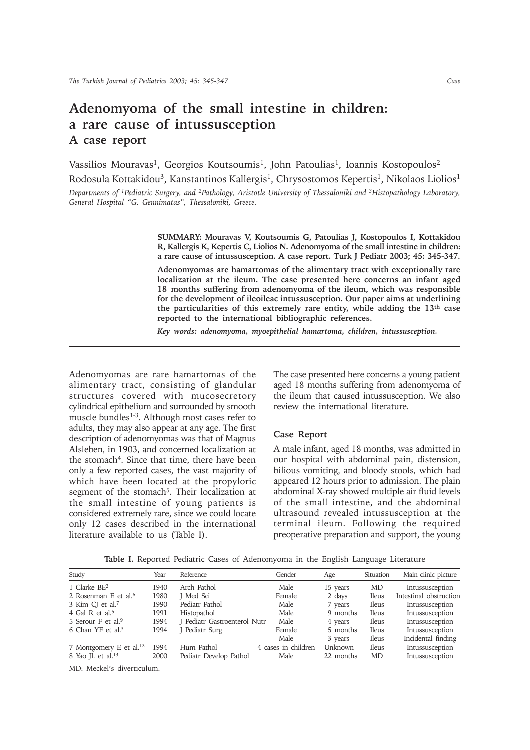# Adenomyoma of the small intestine in children: a rare cause of intussusception

## A case report

Vassilios Mouravas[1], Georgios Koutsoumis[1], John Patoulias[1], Ioannis Kostopoulos[2]
Rodosula Kottakidou[3], Kanstantinos Kallergis[1], Chrysostomos Kepertis[1], Nikolaos Liolios[1]

*Departments of [1]Pediatric Surgery, and [2]Pathology, Aristotle University of Thessaloniki and [3]Histopathology Laboratory, General Hospital "G. Gennimatas", Thessaloniki, Greece.*

**SUMMARY: Mouravas V, Koutsoumis G, Patoulias J, Kostopoulos I, Kottakidou R, Kallergis K, Kepertis C, Liolios N. Adenomyoma of the small intestine in children: a rare cause of intussusception. A case report. Turk J Pediatr 2003; 45: 345-347.**

**Adenomyomas are hamartomas of the alimentary tract with exceptionally rare localization at the ileum. The case presented here concerns an infant aged 18 months suffering from adenomyoma of the ileum, which was responsible for the development of ileoileac intussusception. Our paper aims at underlining the particularities of this extremely rare entity, while adding the 13th case reported to the international bibliographic references.**

***Key words: adenomyoma, myoepithelial hamartoma, children, intussusception.***

Adenomyomas are rare hamartomas of the alimentary tract, consisting of glandular structures covered with mucosecretory cylindrical epithelium and surrounded by smooth muscle bundles[1-3]. Although most cases refer to adults, they may also appear at any age. The first description of adenomyomas was that of Magnus Alsleben, in 1903, and concerned localization at the stomach[4]. Since that time, there have been only a few reported cases, the vast majority of which have been located at the propyloric segment of the stomach[5]. Their localization at the small intestine of young patients is considered extremely rare, since we could locate only 12 cases described in the international literature available to us (Table I).

The case presented here concerns a young patient aged 18 months suffering from adenomyoma of the ileum that caused intussusception. We also review the international literature.

### Case Report

A male infant, aged 18 months, was admitted in our hospital with abdominal pain, distension, bilious vomiting, and bloody stools, which had appeared 12 hours prior to admission. The plain abdominal X-ray showed multiple air fluid levels of the small intestine, and the abdominal ultrasound revealed intussusception at the terminal ileum. Following the required preoperative preparation and support, the young

**Table I.** Reported Pediatric Cases of Adenomyoma in the English Language Literature

| Study | Year | Reference | Gender | Age | Situation | Main clinic picture |
|---|---|---|---|---|---|---|
| 1 Clarke BE[2] | 1940 | Arch Pathol | Male | 15 years | MD | Intussusception |
| 2 Rosenman E et al.[6] | 1980 | J Med Sci | Female | 2 days | Ileus | Intestinal obstruction |
| 3 Kim CJ et al.[7] | 1990 | Pediatr Pathol | Male | 7 years | Ileus | Intussusception |
| 4 Gal R et al.[5] | 1991 | Histopathol | Male | 9 months | Ileus | Intussusception |
| 5 Serour F et al.[9] | 1994 | J Pediatr Gastroenterol Nutr | Male | 4 years | Ileus | Intussusception |
| 6 Chan YF et al.[3] | 1994 | J Pediatr Surg | Female | 5 months | Ileus | Intussusception |
| | | | Male | 3 years | Ileus | Incidental finding |
| 7 Montgomery E et al.[12] | 1994 | Hum Pathol | 4 cases in children | Unknown | Ileus | Intussusception |
| 8 Yao JL et al.[13] | 2000 | Pediatr Develop Pathol | Male | 22 months | MD | Intussusception |

MD: Meckel's diverticulum.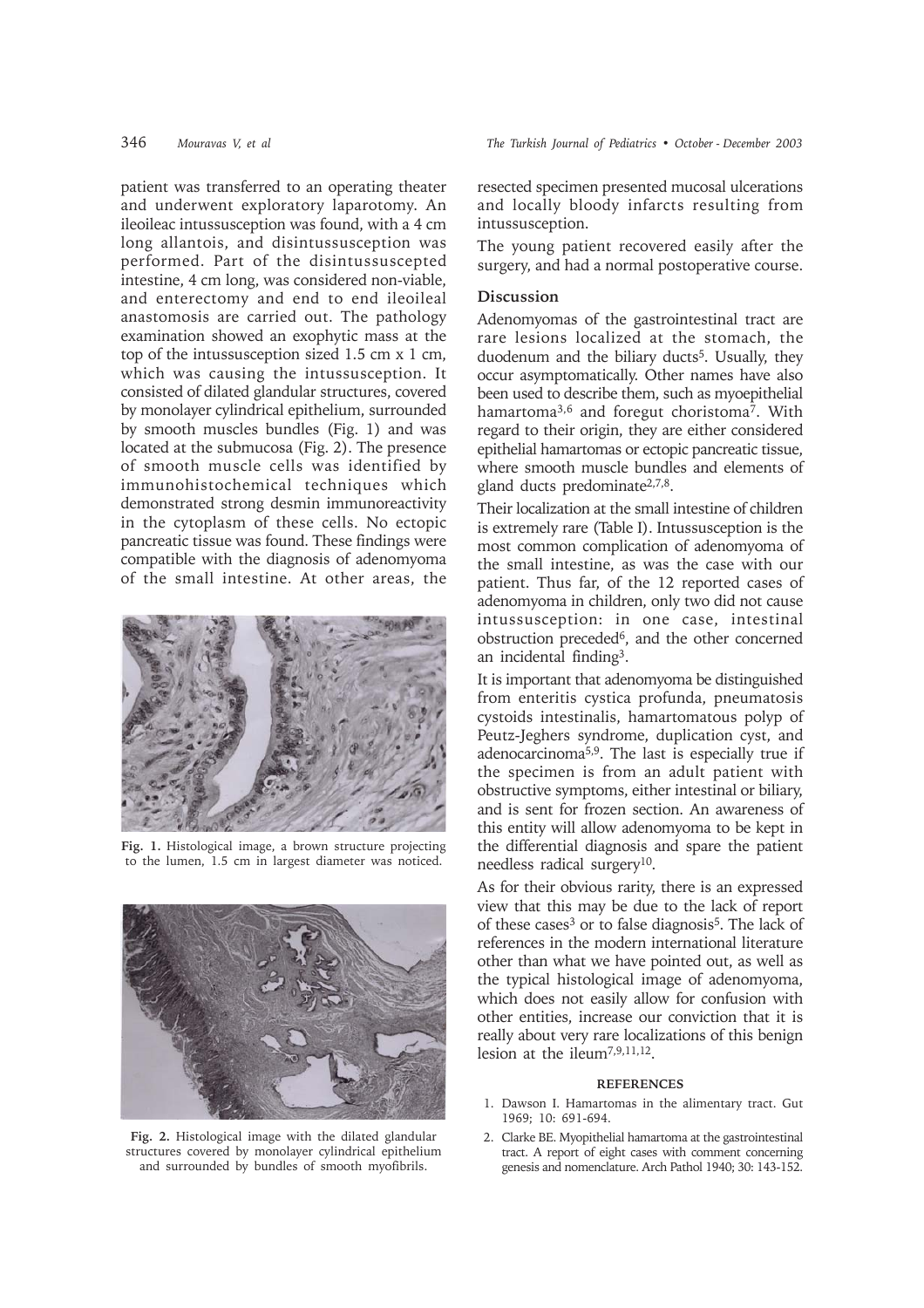patient was transferred to an operating theater and underwent exploratory laparotomy. An ileoileac intussusception was found, with a 4 cm long allantois, and disintussusception was performed. Part of the disintussuscepted intestine, 4 cm long, was considered non-viable, and enterectomy and end to end ileoileal anastomosis are carried out. The pathology examination showed an exophytic mass at the top of the intussusception sized 1.5 cm x 1 cm, which was causing the intussusception. It consisted of dilated glandular structures, covered by monolayer cylindrical epithelium, surrounded by smooth muscles bundles (Fig. 1) and was located at the submucosa (Fig. 2). The presence of smooth muscle cells was identified by immunohistochemical techniques which demonstrated strong desmin immunoreactivity in the cytoplasm of these cells. No ectopic pancreatic tissue was found. These findings were compatible with the diagnosis of adenomyoma of the small intestine. At other areas, the resected specimen presented mucosal ulcerations and locally bloody infarcts resulting from intussusception.

**Fig. 1.** Histological image, a brown structure projecting to the lumen, 1.5 cm in largest diameter was noticed.

**Fig. 2.** Histological image with the dilated glandular structures covered by monolayer cylindrical epithelium and surrounded by bundles of smooth myofibrils.

The young patient recovered easily after the surgery, and had a normal postoperative course.

## Discussion

Adenomyomas of the gastrointestinal tract are rare lesions localized at the stomach, the duodenum and the biliary ducts[5]. Usually, they occur asymptomatically. Other names have also been used to describe them, such as myoepithelial hamartoma[3,6] and foregut choristoma[7]. With regard to their origin, they are either considered epithelial hamartomas or ectopic pancreatic tissue, where smooth muscle bundles and elements of gland ducts predominate[2,7,8].

Their localization at the small intestine of children is extremely rare (Table I). Intussusception is the most common complication of adenomyoma of the small intestine, as was the case with our patient. Thus far, of the 12 reported cases of adenomyoma in children, only two did not cause intussusception: in one case, intestinal obstruction preceded[6], and the other concerned an incidental finding[3].

It is important that adenomyoma be distinguished from enteritis cystica profunda, pneumatosis cystoids intestinalis, hamartomatous polyp of Peutz-Jeghers syndrome, duplication cyst, and adenocarcinoma[5,9]. The last is especially true if the specimen is from an adult patient with obstructive symptoms, either intestinal or biliary, and is sent for frozen section. An awareness of this entity will allow adenomyoma to be kept in the differential diagnosis and spare the patient needless radical surgery[10].

As for their obvious rarity, there is an expressed view that this may be due to the lack of report of these cases[3] or to false diagnosis[5]. The lack of references in the modern international literature other than what we have pointed out, as well as the typical histological image of adenomyoma, which does not easily allow for confusion with other entities, increase our conviction that it is really about very rare localizations of this benign lesion at the ileum[7,9,11,12].

## REFERENCES

1. Dawson I. Hamartomas in the alimentary tract. Gut 1969; 10: 691-694.
2. Clarke BE. Myopithelial hamartoma at the gastrointestinal tract. A report of eight cases with comment concerning genesis and nomenclature. Arch Pathol 1940; 30: 143-152.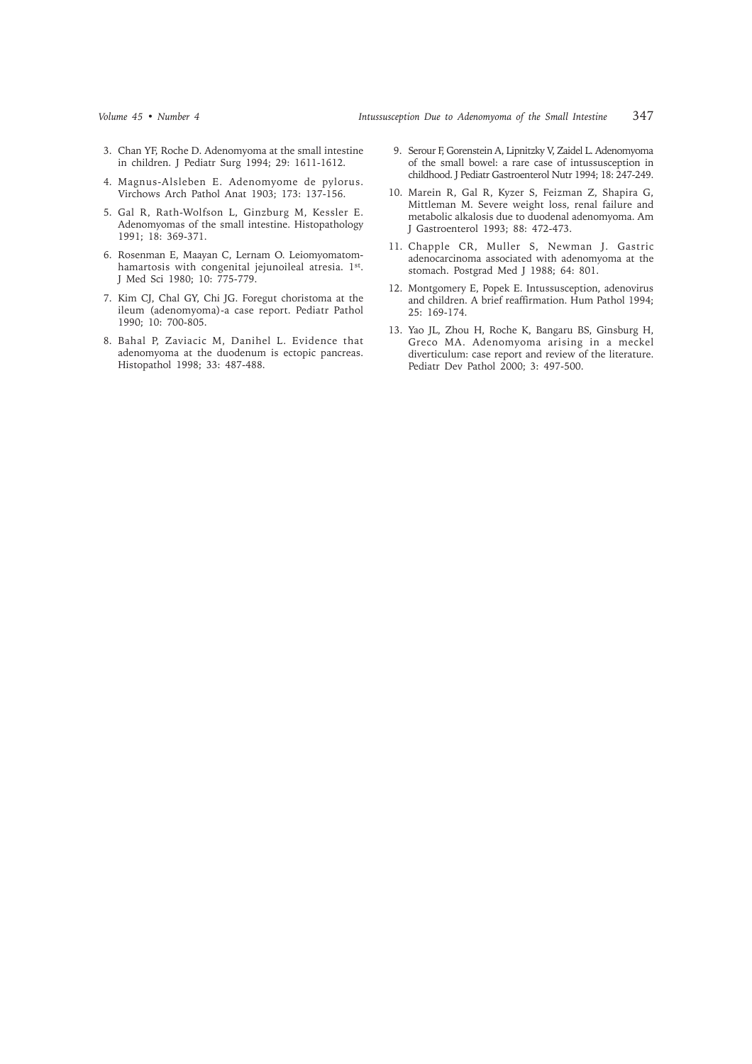3. Chan YF, Roche D. Adenomyoma at the small intestine in children. J Pediatr Surg 1994; 29: 1611-1612.

4. Magnus-Alsleben E. Adenomyome de pylorus. Virchows Arch Pathol Anat 1903; 173: 137-156.

5. Gal R, Rath-Wolfson L, Ginzburg M, Kessler E. Adenomyomas of the small intestine. Histopathology 1991; 18: 369-371.

6. Rosenman E, Maayan C, Lernam O. Leiomyomatom-hamartosis with congenital jejunoileal atresia. 1st. J Med Sci 1980; 10: 775-779.

7. Kim CJ, Chal GY, Chi JG. Foregut choristoma at the ileum (adenomyoma)-a case report. Pediatr Pathol 1990; 10: 700-805.

8. Bahal P, Zaviacic M, Danihel L. Evidence that adenomyoma at the duodenum is ectopic pancreas. Histopathol 1998; 33: 487-488.

9. Serour F, Gorenstein A, Lipnitzky V, Zaidel L. Adenomyoma of the small bowel: a rare case of intussusception in childhood. J Pediatr Gastroenterol Nutr 1994; 18: 247-249.

10. Marein R, Gal R, Kyzer S, Feizman Z, Shapira G, Mittleman M. Severe weight loss, renal failure and metabolic alkalosis due to duodenal adenomyoma. Am J Gastroenterol 1993; 88: 472-473.

11. Chapple CR, Muller S, Newman J. Gastric adenocarcinoma associated with adenomyoma at the stomach. Postgrad Med J 1988; 64: 801.

12. Montgomery E, Popek E. Intussusception, adenovirus and children. A brief reaffirmation. Hum Pathol 1994; 25: 169-174.

13. Yao JL, Zhou H, Roche K, Bangaru BS, Ginsburg H, Greco MA. Adenomyoma arising in a meckel diverticulum: case report and review of the literature. Pediatr Dev Pathol 2000; 3: 497-500.